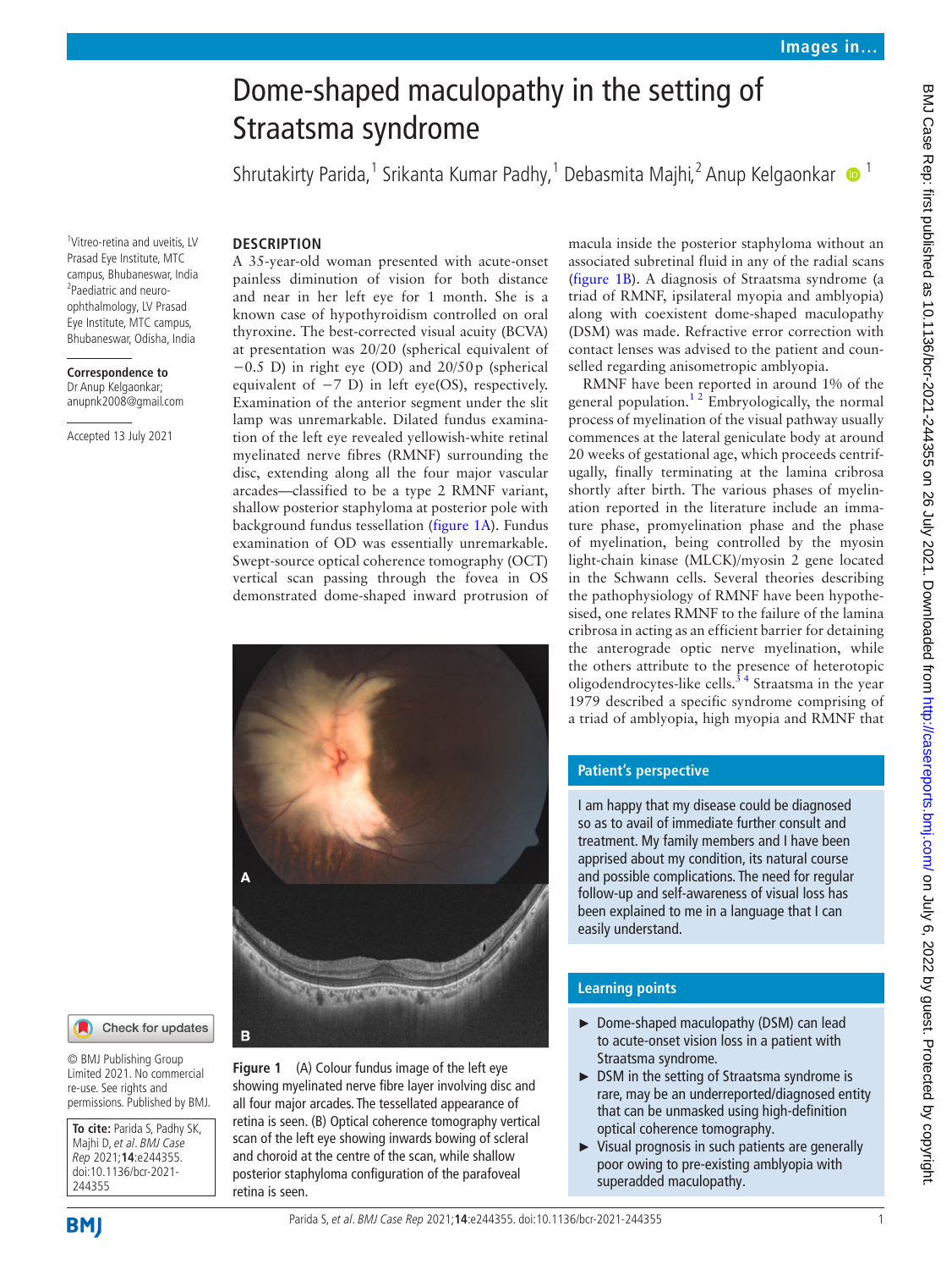# Dome-shaped maculopathy in the setting of Straatsma syndrome

Shrutakirty Parida,[1] Srikanta Kumar Padhy,[1] Debasmita Majhi,[2] Anup Kelgaonkar[1]

[1]Vitreo-retina and uveitis, LV Prasad Eye Institute, MTC campus, Bhubaneswar, India
[2]Paediatric and neuro-ophthalmology, LV Prasad Eye Institute, MTC campus, Bhubaneswar, Odisha, India

**Correspondence to**
Dr Anup Kelgaonkar; anupnk2008@gmail.com

Accepted 13 July 2021

© BMJ Publishing Group Limited 2021. No commercial re-use. See rights and permissions. Published by BMJ.

**To cite:** Parida S, Padhy SK, Majhi D, *et al*. *BMJ Case Rep* 2021;**14**:e244355. doi:10.1136/bcr-2021-244355

## DESCRIPTION

A 35-year-old woman presented with acute-onset painless diminution of vision for both distance and near in her left eye for 1 month. She is a known case of hypothyroidism controlled on oral thyroxine. The best-corrected visual acuity (BCVA) at presentation was 20/20 (spherical equivalent of −0.5 D) in right eye (OD) and 20/50p (spherical equivalent of −7 D) in left eye(OS), respectively. Examination of the anterior segment under the slit lamp was unremarkable. Dilated fundus examination of the left eye revealed yellowish-white retinal myelinated nerve fibres (RMNF) surrounding the disc, extending along all the four major vascular arcades—classified to be a type 2 RMNF variant, shallow posterior staphyloma at posterior pole with background fundus tessellation (figure 1A). Fundus examination of OD was essentially unremarkable. Swept-source optical coherence tomography (OCT) vertical scan passing through the fovea in OS demonstrated dome-shaped inward protrusion of macula inside the posterior staphyloma without an associated subretinal fluid in any of the radial scans (figure 1B). A diagnosis of Straatsma syndrome (a triad of RMNF, ipsilateral myopia and amblyopia) along with coexistent dome-shaped maculopathy (DSM) was made. Refractive error correction with contact lenses was advised to the patient and counselled regarding anisometropic amblyopia.

**Figure 1** (A) Colour fundus image of the left eye showing myelinated nerve fibre layer involving disc and all four major arcades. The tessellated appearance of retina is seen. (B) Optical coherence tomography vertical scan of the left eye showing inwards bowing of scleral and choroid at the centre of the scan, while shallow posterior staphyloma configuration of the parafoveal retina is seen.

RMNF have been reported in around 1% of the general population.[1,2] Embryologically, the normal process of myelination of the visual pathway usually commences at the lateral geniculate body at around 20 weeks of gestational age, which proceeds centrifugally, finally terminating at the lamina cribrosa shortly after birth. The various phases of myelination reported in the literature include an immature phase, promyelination phase and the phase of myelination, being controlled by the myosin light-chain kinase (MLCK)/myosin 2 gene located in the Schwann cells. Several theories describing the pathophysiology of RMNF have been hypothesised, one relates RMNF to the failure of the lamina cribrosa in acting as an efficient barrier for detaining the anterograde optic nerve myelination, while the others attribute to the presence of heterotopic oligodendrocytes-like cells.[3,4] Straatsma in the year 1979 described a specific syndrome comprising of a triad of amblyopia, high myopia and RMNF that

### Patient's perspective

I am happy that my disease could be diagnosed so as to avail of immediate further consult and treatment. My family members and I have been apprised about my condition, its natural course and possible complications. The need for regular follow-up and self-awareness of visual loss has been explained to me in a language that I can easily understand.

### Learning points

- Dome-shaped maculopathy (DSM) can lead to acute-onset vision loss in a patient with Straatsma syndrome.
- DSM in the setting of Straatsma syndrome is rare, may be an underreported/diagnosed entity that can be unmasked using high-definition optical coherence tomography.
- Visual prognosis in such patients are generally poor owing to pre-existing amblyopia with superadded maculopathy.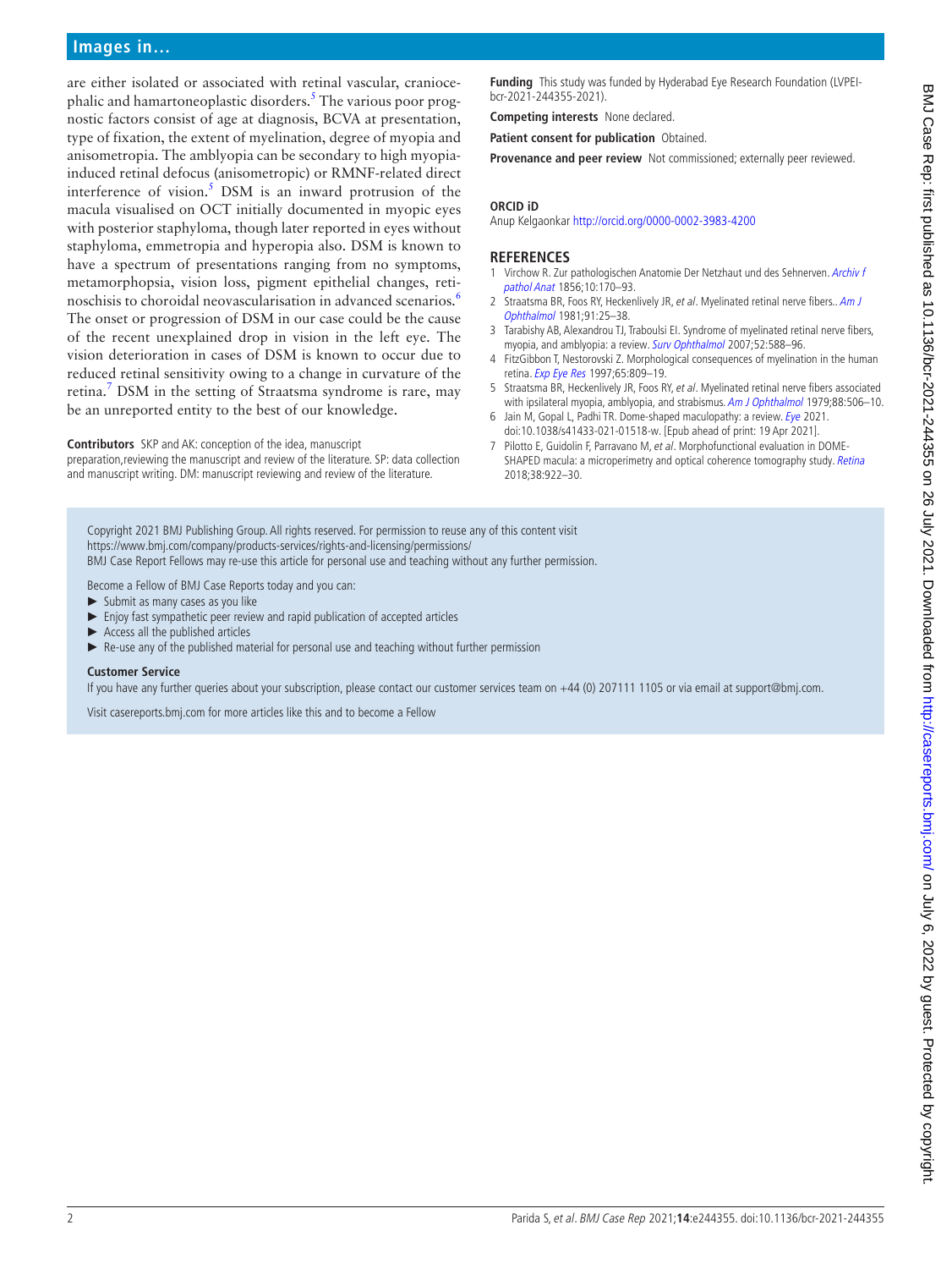are either isolated or associated with retinal vascular, craniocephalic and hamartoneoplastic disorders.[5] The various poor prognostic factors consist of age at diagnosis, BCVA at presentation, type of fixation, the extent of myelination, degree of myopia and anisometropia. The amblyopia can be secondary to high myopia-induced retinal defocus (anisometropic) or RMNF-related direct interference of vision.[5] DSM is an inward protrusion of the macula visualised on OCT initially documented in myopic eyes with posterior staphyloma, though later reported in eyes without staphyloma, emmetropia and hyperopia also. DSM is known to have a spectrum of presentations ranging from no symptoms, metamorphopsia, vision loss, pigment epithelial changes, retinoschisis to choroidal neovascularisation in advanced scenarios.[6] The onset or progression of DSM in our case could be the cause of the recent unexplained drop in vision in the left eye. The vision deterioration in cases of DSM is known to occur due to reduced retinal sensitivity owing to a change in curvature of the retina.[7] DSM in the setting of Straatsma syndrome is rare, may be an unreported entity to the best of our knowledge.

**Contributors** SKP and AK: conception of the idea, manuscript preparation,reviewing the manuscript and review of the literature. SP: data collection and manuscript writing. DM: manuscript reviewing and review of the literature.

**Funding** This study was funded by Hyderabad Eye Research Foundation (LVPEI-bcr-2021-244355-2021).

**Competing interests** None declared.

**Patient consent for publication** Obtained.

**Provenance and peer review** Not commissioned; externally peer reviewed.

**ORCID iD**

Anup Kelgaonkar http://orcid.org/0000-0002-3983-4200

## REFERENCES

1. Virchow R. Zur pathologischen Anatomie Der Netzhaut und des Sehnerven. *Archiv f pathol Anat* 1856;10:170–93.
2. Straatsma BR, Foos RY, Heckenlively JR, *et al*. Myelinated retinal nerve fibers.. *Am J Ophthalmol* 1981;91:25–38.
3. Tarabishy AB, Alexandrou TJ, Traboulsi EI. Syndrome of myelinated retinal nerve fibers, myopia, and amblyopia: a review. *Surv Ophthalmol* 2007;52:588–96.
4. FitzGibbon T, Nestorovski Z. Morphological consequences of myelination in the human retina. *Exp Eye Res* 1997;65:809–19.
5. Straatsma BR, Heckenlively JR, Foos RY, *et al*. Myelinated retinal nerve fibers associated with ipsilateral myopia, amblyopia, and strabismus. *Am J Ophthalmol* 1979;88:506–10.
6. Jain M, Gopal L, Padhi TR. Dome-shaped maculopathy: a review. *Eye* 2021. doi:10.1038/s41433-021-01518-w. [Epub ahead of print: 19 Apr 2021].
7. Pilotto E, Guidolin F, Parravano M, *et al*. Morphofunctional evaluation in DOME-SHAPED macula: a microperimetry and optical coherence tomography study. *Retina* 2018;38:922–30.

Copyright 2021 BMJ Publishing Group. All rights reserved. For permission to reuse any of this content visit https://www.bmj.com/company/products-services/rights-and-licensing/permissions/
BMJ Case Report Fellows may re-use this article for personal use and teaching without any further permission.

Become a Fellow of BMJ Case Reports today and you can:

- Submit as many cases as you like
- Enjoy fast sympathetic peer review and rapid publication of accepted articles
- Access all the published articles
- Re-use any of the published material for personal use and teaching without further permission

**Customer Service**

If you have any further queries about your subscription, please contact our customer services team on +44 (0) 207111 1105 or via email at support@bmj.com.

Visit casereports.bmj.com for more articles like this and to become a Fellow